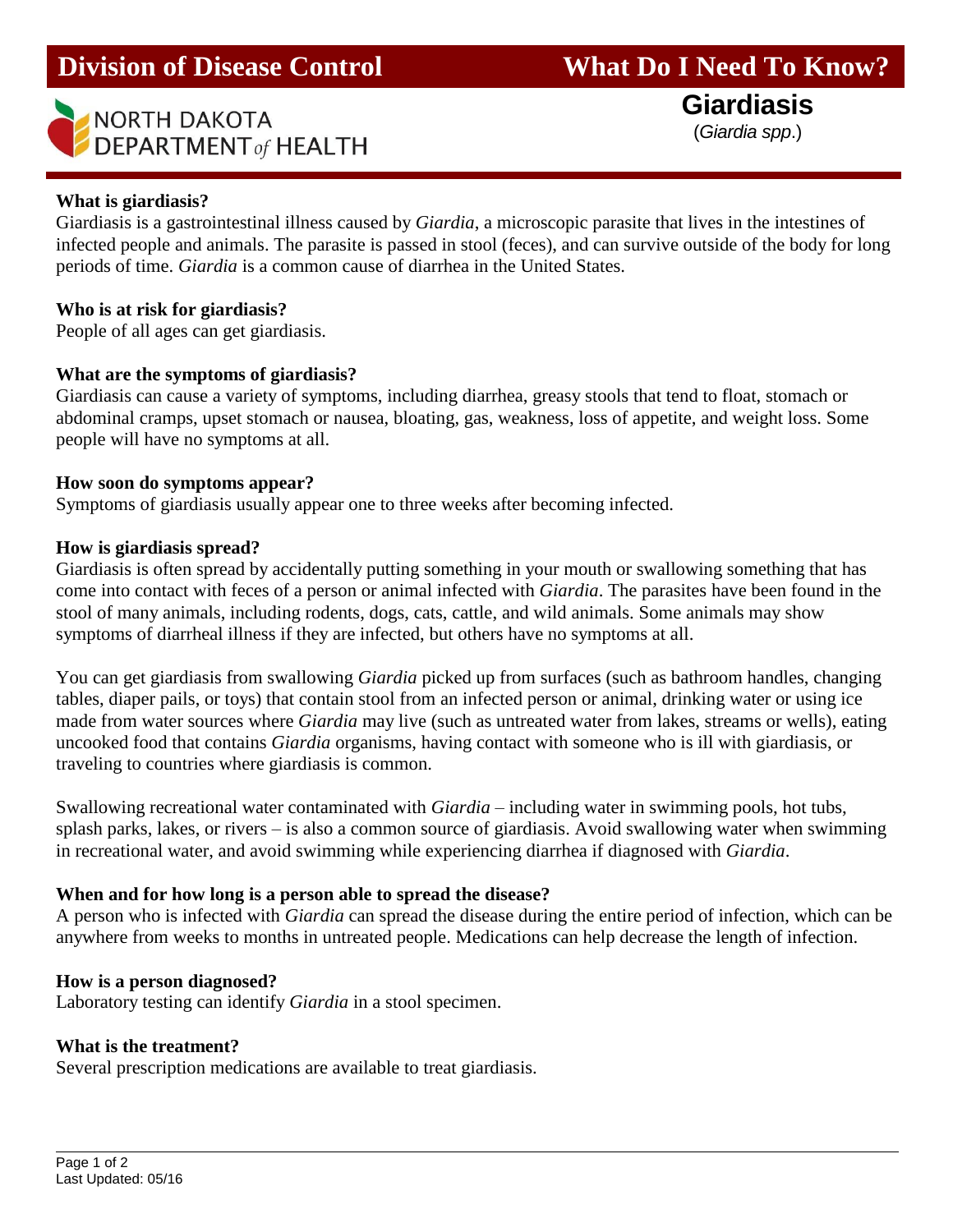# Division of Disease Control

# What Do I Need To Know?

NORTH DAKOTA DEPARTMENT *of* HEALTH

## Giardiasis

(*Giardia spp*.)

**What is giardiasis?**

Giardiasis is a gastrointestinal illness caused by *Giardia*, a microscopic parasite that lives in the intestines of infected people and animals. The parasite is passed in stool (feces), and can survive outside of the body for long periods of time. *Giardia* is a common cause of diarrhea in the United States.

**Who is at risk for giardiasis?**

People of all ages can get giardiasis.

**What are the symptoms of giardiasis?**

Giardiasis can cause a variety of symptoms, including diarrhea, greasy stools that tend to float, stomach or abdominal cramps, upset stomach or nausea, bloating, gas, weakness, loss of appetite, and weight loss. Some people will have no symptoms at all.

**How soon do symptoms appear?**

Symptoms of giardiasis usually appear one to three weeks after becoming infected.

**How is giardiasis spread?**

Giardiasis is often spread by accidentally putting something in your mouth or swallowing something that has come into contact with feces of a person or animal infected with *Giardia*. The parasites have been found in the stool of many animals, including rodents, dogs, cats, cattle, and wild animals. Some animals may show symptoms of diarrheal illness if they are infected, but others have no symptoms at all.

You can get giardiasis from swallowing *Giardia* picked up from surfaces (such as bathroom handles, changing tables, diaper pails, or toys) that contain stool from an infected person or animal, drinking water or using ice made from water sources where *Giardia* may live (such as untreated water from lakes, streams or wells), eating uncooked food that contains *Giardia* organisms, having contact with someone who is ill with giardiasis, or traveling to countries where giardiasis is common.

Swallowing recreational water contaminated with *Giardia* – including water in swimming pools, hot tubs, splash parks, lakes, or rivers – is also a common source of giardiasis. Avoid swallowing water when swimming in recreational water, and avoid swimming while experiencing diarrhea if diagnosed with *Giardia*.

**When and for how long is a person able to spread the disease?**

A person who is infected with *Giardia* can spread the disease during the entire period of infection, which can be anywhere from weeks to months in untreated people. Medications can help decrease the length of infection.

**How is a person diagnosed?**

Laboratory testing can identify *Giardia* in a stool specimen.

**What is the treatment?**

Several prescription medications are available to treat giardiasis.

Last Updated: 05/16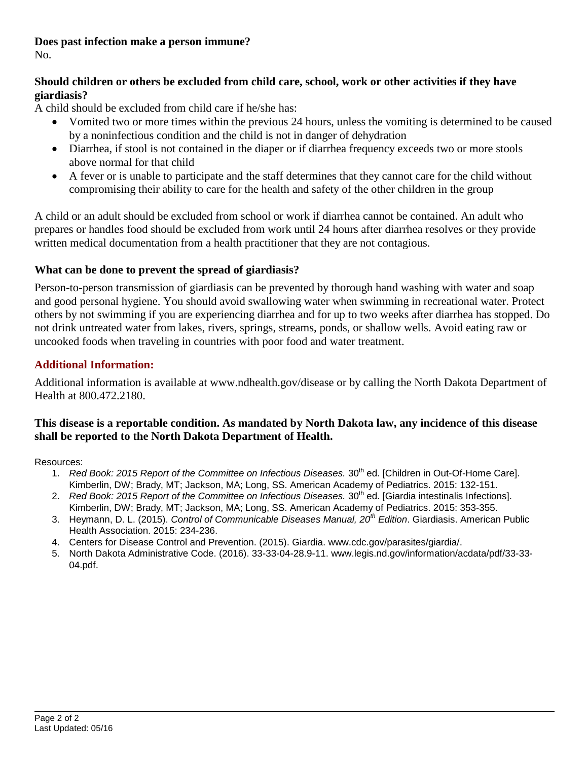**Does past infection make a person immune?**

No.

**Should children or others be excluded from child care, school, work or other activities if they have giardiasis?**

A child should be excluded from child care if he/she has:

- Vomited two or more times within the previous 24 hours, unless the vomiting is determined to be caused by a noninfectious condition and the child is not in danger of dehydration
- Diarrhea, if stool is not contained in the diaper or if diarrhea frequency exceeds two or more stools above normal for that child
- A fever or is unable to participate and the staff determines that they cannot care for the child without compromising their ability to care for the health and safety of the other children in the group

A child or an adult should be excluded from school or work if diarrhea cannot be contained. An adult who prepares or handles food should be excluded from work until 24 hours after diarrhea resolves or they provide written medical documentation from a health practitioner that they are not contagious.

**What can be done to prevent the spread of giardiasis?**

Person-to-person transmission of giardiasis can be prevented by thorough hand washing with water and soap and good personal hygiene. You should avoid swallowing water when swimming in recreational water. Protect others by not swimming if you are experiencing diarrhea and for up to two weeks after diarrhea has stopped. Do not drink untreated water from lakes, rivers, springs, streams, ponds, or shallow wells. Avoid eating raw or uncooked foods when traveling in countries with poor food and water treatment.

## Additional Information:

Additional information is available at www.ndhealth.gov/disease or by calling the North Dakota Department of Health at 800.472.2180.

**This disease is a reportable condition. As mandated by North Dakota law, any incidence of this disease shall be reported to the North Dakota Department of Health.**

Resources:

1. *Red Book: 2015 Report of the Committee on Infectious Diseases.* 30th ed. [Children in Out-Of-Home Care]. Kimberlin, DW; Brady, MT; Jackson, MA; Long, SS. American Academy of Pediatrics. 2015: 132-151.
2. *Red Book: 2015 Report of the Committee on Infectious Diseases.* 30th ed. [Giardia intestinalis Infections]. Kimberlin, DW; Brady, MT; Jackson, MA; Long, SS. American Academy of Pediatrics. 2015: 353-355.
3. Heymann, D. L. (2015). *Control of Communicable Diseases Manual, 20th Edition*. Giardiasis. American Public Health Association. 2015: 234-236.
4. Centers for Disease Control and Prevention. (2015). Giardia. www.cdc.gov/parasites/giardia/.
5. North Dakota Administrative Code. (2016). 33-33-04-28.9-11. www.legis.nd.gov/information/acdata/pdf/33-33-04.pdf.

Last Updated: 05/16